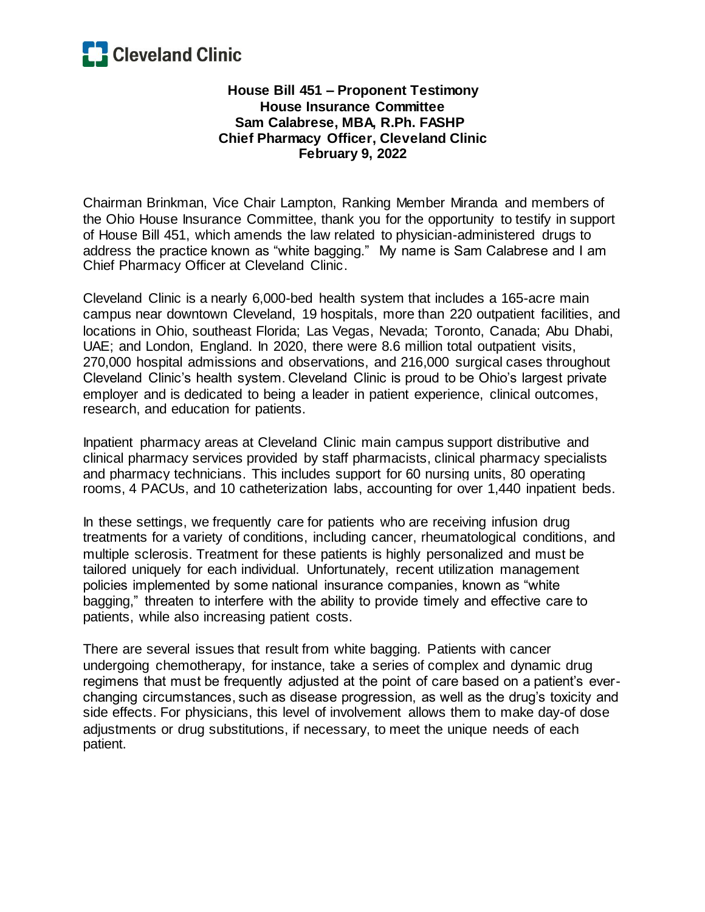Cleveland Clinic

**House Bill 451 – Proponent Testimony**
**House Insurance Committee**
**Sam Calabrese, MBA, R.Ph. FASHP**
**Chief Pharmacy Officer, Cleveland Clinic**
**February 9, 2022**

Chairman Brinkman, Vice Chair Lampton, Ranking Member Miranda and members of the Ohio House Insurance Committee, thank you for the opportunity to testify in support of House Bill 451, which amends the law related to physician-administered drugs to address the practice known as "white bagging." My name is Sam Calabrese and I am Chief Pharmacy Officer at Cleveland Clinic.

Cleveland Clinic is a nearly 6,000-bed health system that includes a 165-acre main campus near downtown Cleveland, 19 hospitals, more than 220 outpatient facilities, and locations in Ohio, southeast Florida; Las Vegas, Nevada; Toronto, Canada; Abu Dhabi, UAE; and London, England. In 2020, there were 8.6 million total outpatient visits, 270,000 hospital admissions and observations, and 216,000 surgical cases throughout Cleveland Clinic's health system. Cleveland Clinic is proud to be Ohio's largest private employer and is dedicated to being a leader in patient experience, clinical outcomes, research, and education for patients.

Inpatient pharmacy areas at Cleveland Clinic main campus support distributive and clinical pharmacy services provided by staff pharmacists, clinical pharmacy specialists and pharmacy technicians. This includes support for 60 nursing units, 80 operating rooms, 4 PACUs, and 10 catheterization labs, accounting for over 1,440 inpatient beds.

In these settings, we frequently care for patients who are receiving infusion drug treatments for a variety of conditions, including cancer, rheumatological conditions, and multiple sclerosis. Treatment for these patients is highly personalized and must be tailored uniquely for each individual. Unfortunately, recent utilization management policies implemented by some national insurance companies, known as "white bagging," threaten to interfere with the ability to provide timely and effective care to patients, while also increasing patient costs.

There are several issues that result from white bagging. Patients with cancer undergoing chemotherapy, for instance, take a series of complex and dynamic drug regimens that must be frequently adjusted at the point of care based on a patient's ever-changing circumstances, such as disease progression, as well as the drug's toxicity and side effects. For physicians, this level of involvement allows them to make day-of dose adjustments or drug substitutions, if necessary, to meet the unique needs of each patient.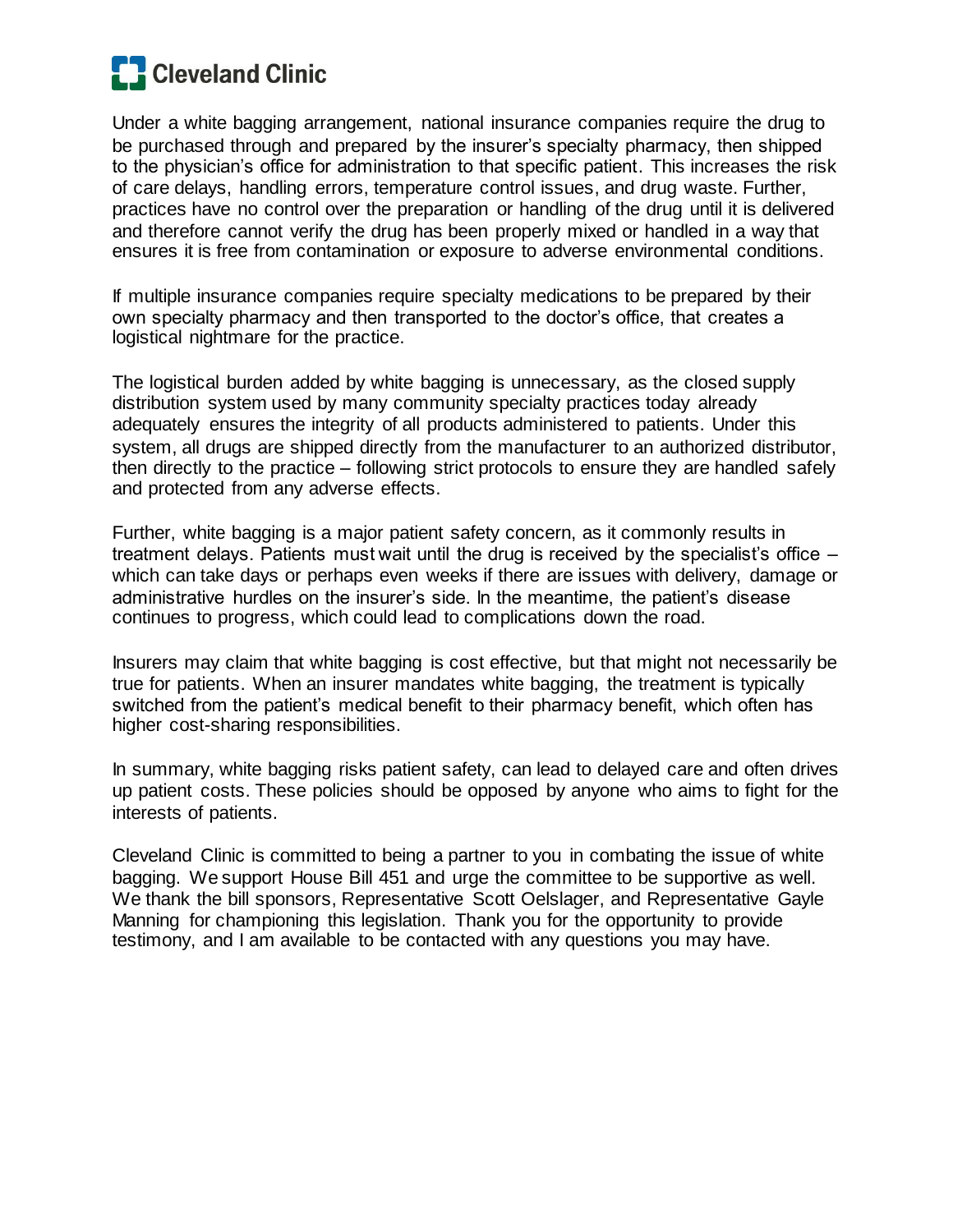Under a white bagging arrangement, national insurance companies require the drug to be purchased through and prepared by the insurer's specialty pharmacy, then shipped to the physician's office for administration to that specific patient. This increases the risk of care delays, handling errors, temperature control issues, and drug waste. Further, practices have no control over the preparation or handling of the drug until it is delivered and therefore cannot verify the drug has been properly mixed or handled in a way that ensures it is free from contamination or exposure to adverse environmental conditions.

If multiple insurance companies require specialty medications to be prepared by their own specialty pharmacy and then transported to the doctor's office, that creates a logistical nightmare for the practice.

The logistical burden added by white bagging is unnecessary, as the closed supply distribution system used by many community specialty practices today already adequately ensures the integrity of all products administered to patients. Under this system, all drugs are shipped directly from the manufacturer to an authorized distributor, then directly to the practice – following strict protocols to ensure they are handled safely and protected from any adverse effects.

Further, white bagging is a major patient safety concern, as it commonly results in treatment delays. Patients must wait until the drug is received by the specialist's office – which can take days or perhaps even weeks if there are issues with delivery, damage or administrative hurdles on the insurer's side. In the meantime, the patient's disease continues to progress, which could lead to complications down the road.

Insurers may claim that white bagging is cost effective, but that might not necessarily be true for patients. When an insurer mandates white bagging, the treatment is typically switched from the patient's medical benefit to their pharmacy benefit, which often has higher cost-sharing responsibilities.

In summary, white bagging risks patient safety, can lead to delayed care and often drives up patient costs. These policies should be opposed by anyone who aims to fight for the interests of patients.

Cleveland Clinic is committed to being a partner to you in combating the issue of white bagging. We support House Bill 451 and urge the committee to be supportive as well. We thank the bill sponsors, Representative Scott Oelslager, and Representative Gayle Manning for championing this legislation. Thank you for the opportunity to provide testimony, and I am available to be contacted with any questions you may have.